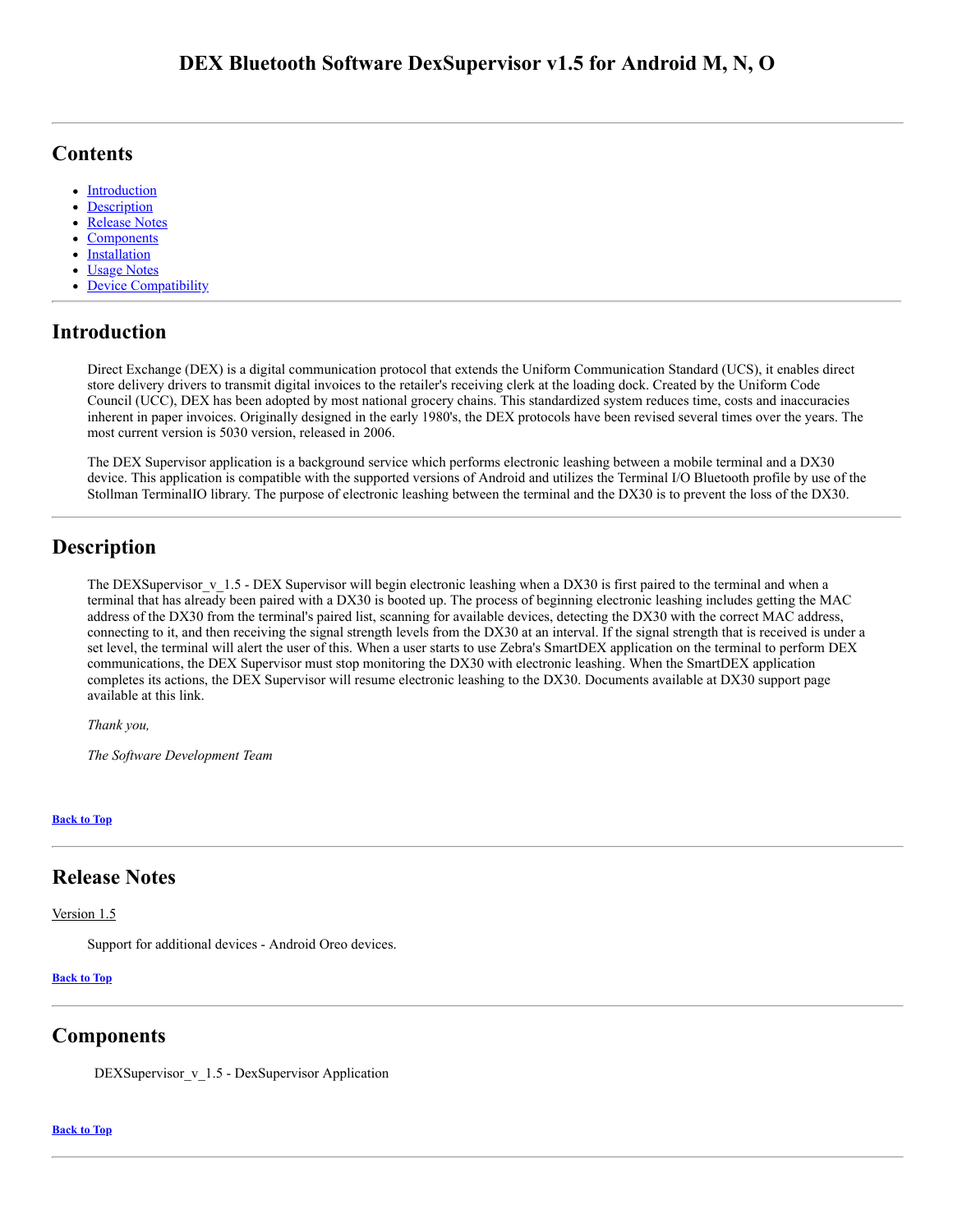# DEX Bluetooth Software DexSupervisor v1.5 for Android M, N, O

---

## Contents

- Introduction
- Description
- Release Notes
- Components
- Installation
- Usage Notes
- Device Compatibility

---

## Introduction

Direct Exchange (DEX) is a digital communication protocol that extends the Uniform Communication Standard (UCS), it enables direct store delivery drivers to transmit digital invoices to the retailer's receiving clerk at the loading dock. Created by the Uniform Code Council (UCC), DEX has been adopted by most national grocery chains. This standardized system reduces time, costs and inaccuracies inherent in paper invoices. Originally designed in the early 1980's, the DEX protocols have been revised several times over the years. The most current version is 5030 version, released in 2006.

The DEX Supervisor application is a background service which performs electronic leashing between a mobile terminal and a DX30 device. This application is compatible with the supported versions of Android and utilizes the Terminal I/O Bluetooth profile by use of the Stollman TerminalIO library. The purpose of electronic leashing between the terminal and the DX30 is to prevent the loss of the DX30.

---

## Description

The DEXSupervisor_v_1.5 - DEX Supervisor will begin electronic leashing when a DX30 is first paired to the terminal and when a terminal that has already been paired with a DX30 is booted up. The process of beginning electronic leashing includes getting the MAC address of the DX30 from the terminal's paired list, scanning for available devices, detecting the DX30 with the correct MAC address, connecting to it, and then receiving the signal strength levels from the DX30 at an interval. If the signal strength that is received is under a set level, the terminal will alert the user of this. When a user starts to use Zebra's SmartDEX application on the terminal to perform DEX communications, the DEX Supervisor must stop monitoring the DX30 with electronic leashing. When the SmartDEX application completes its actions, the DEX Supervisor will resume electronic leashing to the DX30. Documents available at DX30 support page available at this link.

*Thank you,*

*The Software Development Team*

**Back to Top**

---

## Release Notes

Version 1.5

Support for additional devices - Android Oreo devices.

**Back to Top**

---

## Components

DEXSupervisor_v_1.5 - DexSupervisor Application

**Back to Top**

---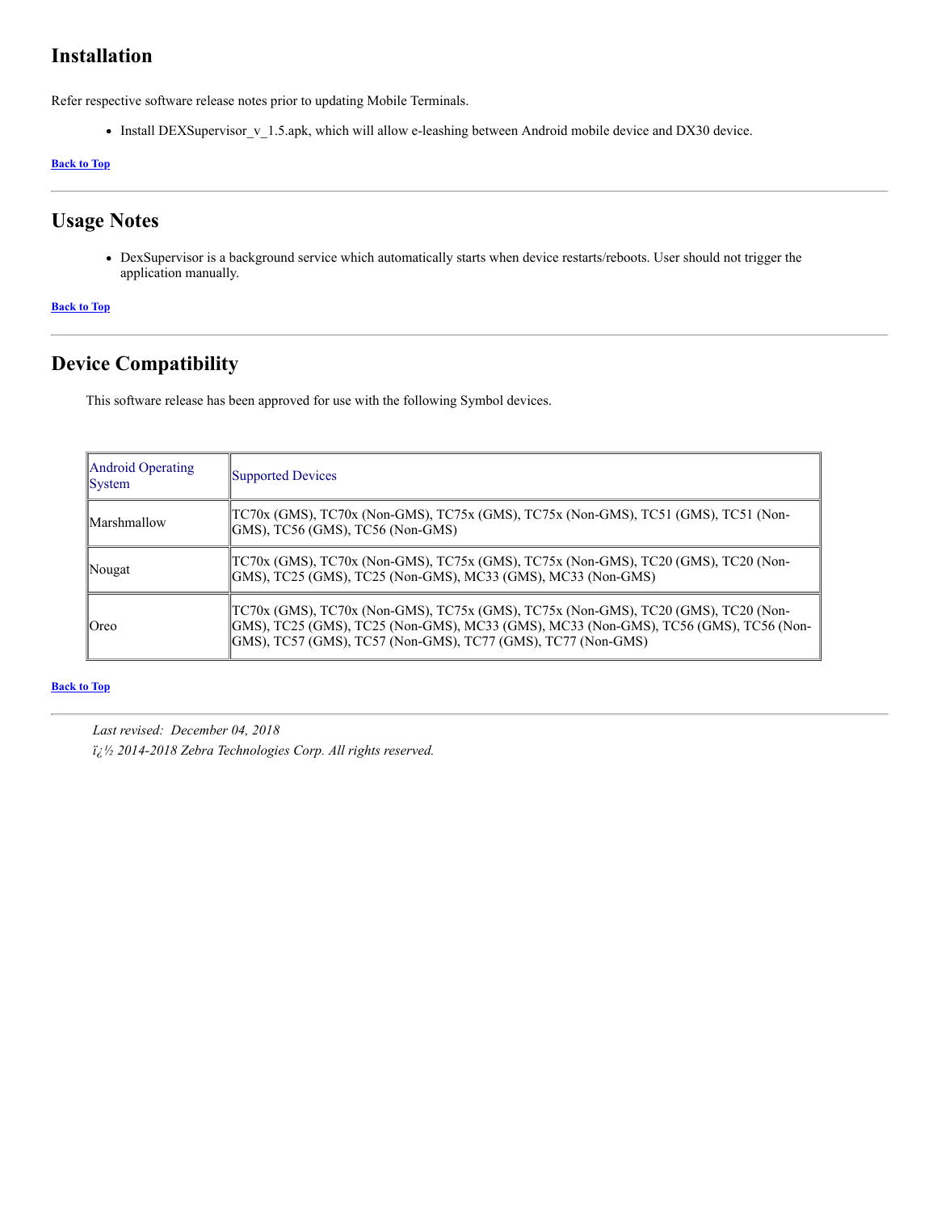## Installation

Refer respective software release notes prior to updating Mobile Terminals.

- Install DEXSupervisor_v_1.5.apk, which will allow e-leashing between Android mobile device and DX30 device.

Back to Top

---

## Usage Notes

- DexSupervisor is a background service which automatically starts when device restarts/reboots. User should not trigger the application manually.

Back to Top

---

## Device Compatibility

This software release has been approved for use with the following Symbol devices.

| Android Operating System | Supported Devices |
|---|---|
| Marshmallow | TC70x (GMS), TC70x (Non-GMS), TC75x (GMS), TC75x (Non-GMS), TC51 (GMS), TC51 (Non-GMS), TC56 (GMS), TC56 (Non-GMS) |
| Nougat | TC70x (GMS), TC70x (Non-GMS), TC75x (GMS), TC75x (Non-GMS), TC20 (GMS), TC20 (Non-GMS), TC25 (GMS), TC25 (Non-GMS), MC33 (GMS), MC33 (Non-GMS) |
| Oreo | TC70x (GMS), TC70x (Non-GMS), TC75x (GMS), TC75x (Non-GMS), TC20 (GMS), TC20 (Non-GMS), TC25 (GMS), TC25 (Non-GMS), MC33 (GMS), MC33 (Non-GMS), TC56 (GMS), TC56 (Non-GMS), TC57 (GMS), TC57 (Non-GMS), TC77 (GMS), TC77 (Non-GMS) |

Back to Top

---

*Last revised: December 04, 2018*

*ï¿½ 2014-2018 Zebra Technologies Corp. All rights reserved.*